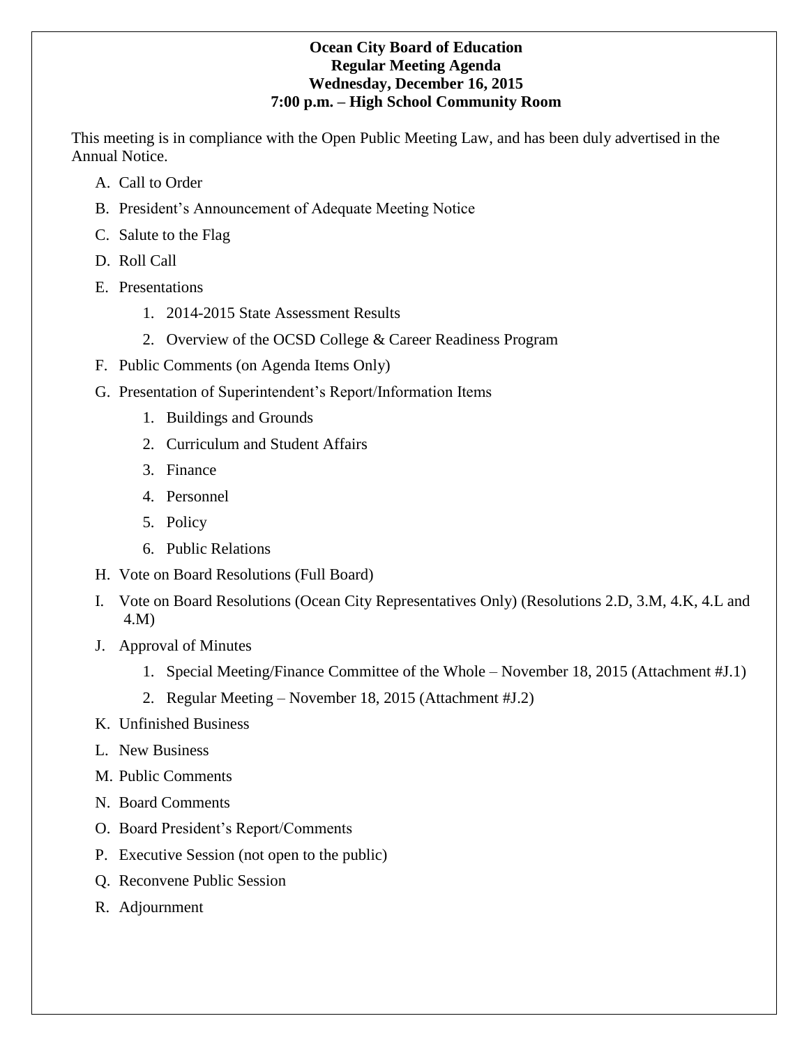**Ocean City Board of Education**
**Regular Meeting Agenda**
**Wednesday, December 16, 2015**
**7:00 p.m. – High School Community Room**

This meeting is in compliance with the Open Public Meeting Law, and has been duly advertised in the Annual Notice.

A. Call to Order

B. President's Announcement of Adequate Meeting Notice

C. Salute to the Flag

D. Roll Call

E. Presentations

1. 2014-2015 State Assessment Results
2. Overview of the OCSD College & Career Readiness Program

F. Public Comments (on Agenda Items Only)

G. Presentation of Superintendent's Report/Information Items

1. Buildings and Grounds
2. Curriculum and Student Affairs
3. Finance
4. Personnel
5. Policy
6. Public Relations

H. Vote on Board Resolutions (Full Board)

I. Vote on Board Resolutions (Ocean City Representatives Only) (Resolutions 2.D, 3.M, 4.K, 4.L and 4.M)

J. Approval of Minutes

1. Special Meeting/Finance Committee of the Whole – November 18, 2015 (Attachment #J.1)
2. Regular Meeting – November 18, 2015 (Attachment #J.2)

K. Unfinished Business

L. New Business

M. Public Comments

N. Board Comments

O. Board President's Report/Comments

P. Executive Session (not open to the public)

Q. Reconvene Public Session

R. Adjournment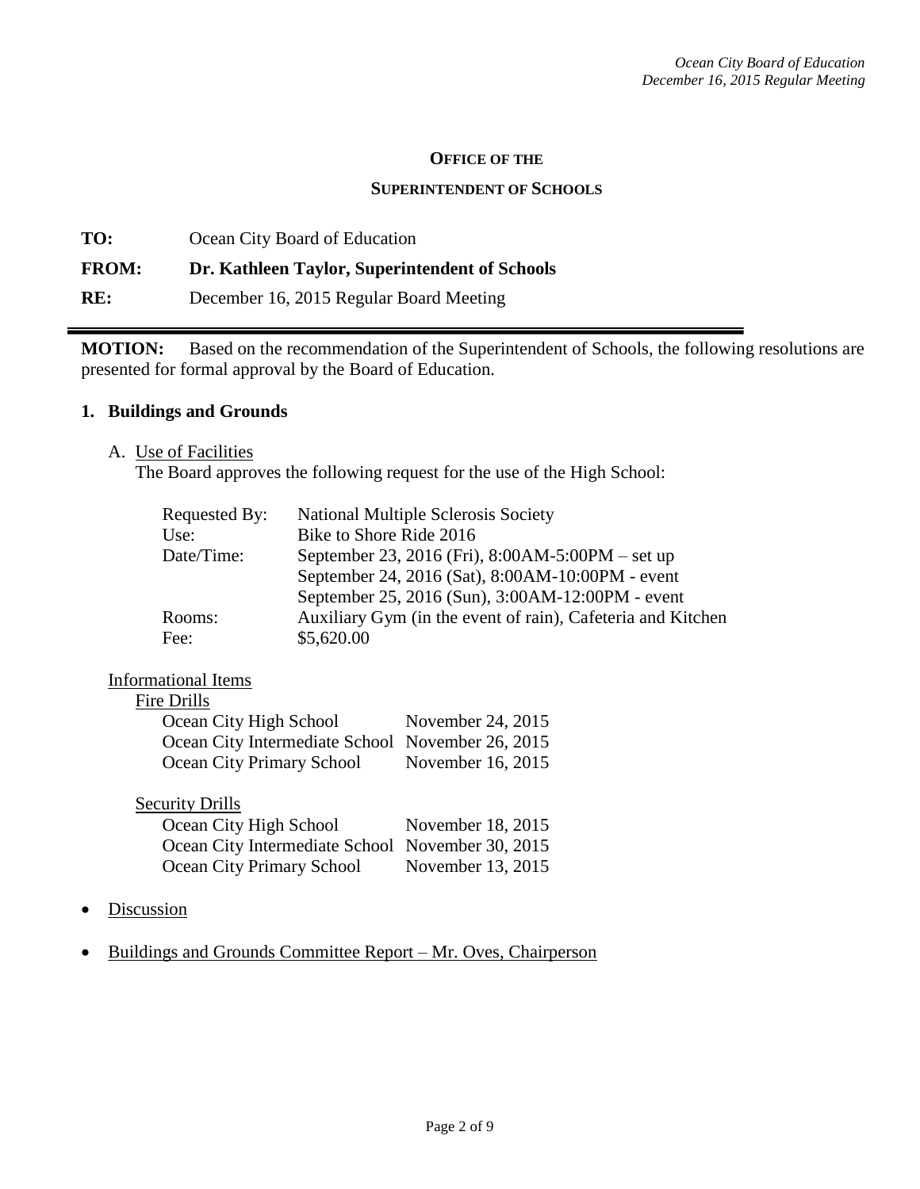**Office of the**

**Superintendent of Schools**

**TO:** Ocean City Board of Education

**FROM:** **Dr. Kathleen Taylor, Superintendent of Schools**

**RE:** December 16, 2015 Regular Board Meeting

---

**MOTION:** Based on the recommendation of the Superintendent of Schools, the following resolutions are presented for formal approval by the Board of Education.

## 1. Buildings and Grounds

A. Use of Facilities

The Board approves the following request for the use of the High School:

| | |
|---|---|
| Requested By: | National Multiple Sclerosis Society |
| Use: | Bike to Shore Ride 2016 |
| Date/Time: | September 23, 2016 (Fri), 8:00AM-5:00PM – set up |
| | September 24, 2016 (Sat), 8:00AM-10:00PM - event |
| | September 25, 2016 (Sun), 3:00AM-12:00PM - event |
| Rooms: | Auxiliary Gym (in the event of rain), Cafeteria and Kitchen |
| Fee: | $5,620.00 |

Informational Items

Fire Drills

| | |
|---|---|
| Ocean City High School | November 24, 2015 |
| Ocean City Intermediate School | November 26, 2015 |
| Ocean City Primary School | November 16, 2015 |

Security Drills

| | |
|---|---|
| Ocean City High School | November 18, 2015 |
| Ocean City Intermediate School | November 30, 2015 |
| Ocean City Primary School | November 13, 2015 |

- Discussion
- Buildings and Grounds Committee Report – Mr. Oves, Chairperson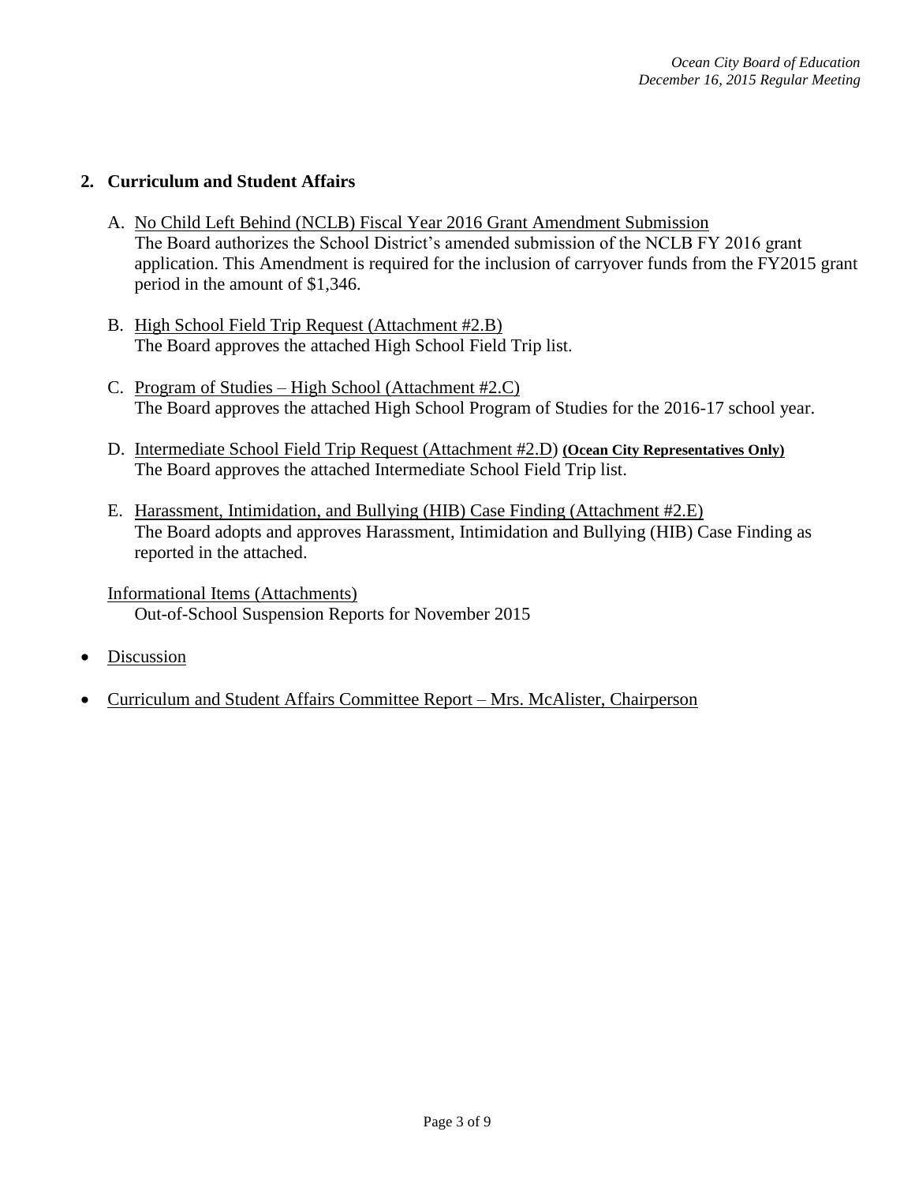## 2. Curriculum and Student Affairs

A. No Child Left Behind (NCLB) Fiscal Year 2016 Grant Amendment Submission
The Board authorizes the School District's amended submission of the NCLB FY 2016 grant application. This Amendment is required for the inclusion of carryover funds from the FY2015 grant period in the amount of $1,346.

B. High School Field Trip Request (Attachment #2.B)
The Board approves the attached High School Field Trip list.

C. Program of Studies – High School (Attachment #2.C)
The Board approves the attached High School Program of Studies for the 2016-17 school year.

D. Intermediate School Field Trip Request (Attachment #2.D) **(Ocean City Representatives Only)**
The Board approves the attached Intermediate School Field Trip list.

E. Harassment, Intimidation, and Bullying (HIB) Case Finding (Attachment #2.E)
The Board adopts and approves Harassment, Intimidation and Bullying (HIB) Case Finding as reported in the attached.

Informational Items (Attachments)
Out-of-School Suspension Reports for November 2015

- Discussion
- Curriculum and Student Affairs Committee Report – Mrs. McAlister, Chairperson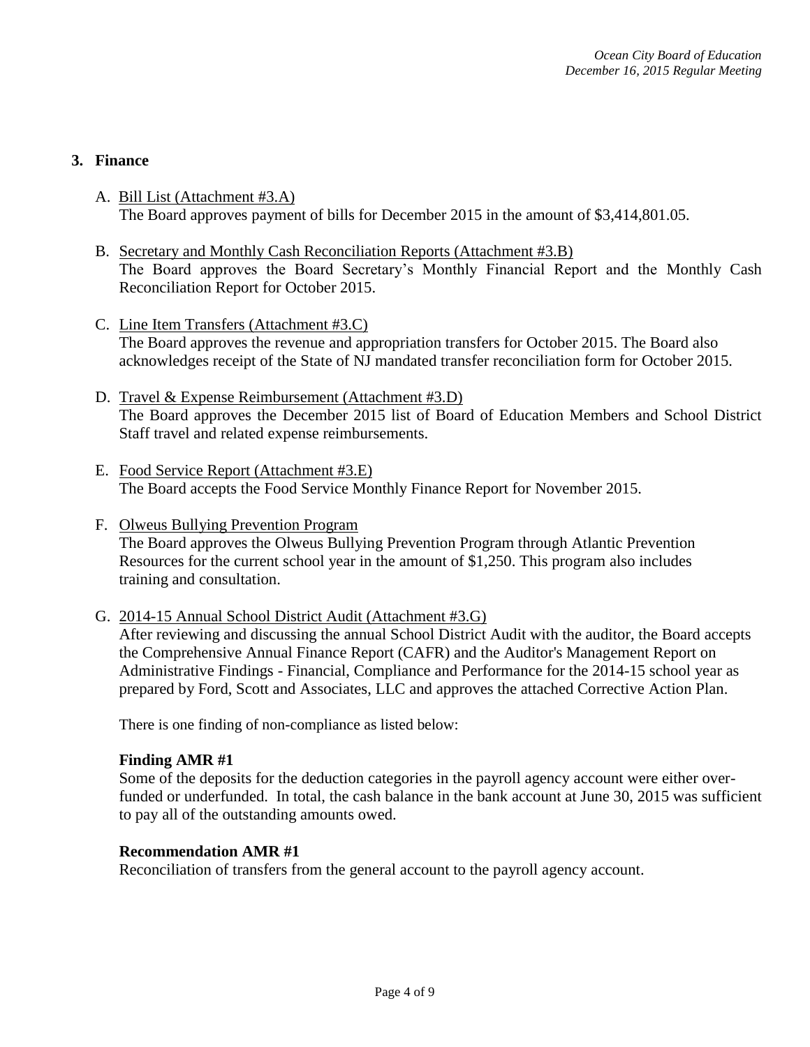## 3. Finance

A. Bill List (Attachment #3.A)
The Board approves payment of bills for December 2015 in the amount of $3,414,801.05.

B. Secretary and Monthly Cash Reconciliation Reports (Attachment #3.B)
The Board approves the Board Secretary's Monthly Financial Report and the Monthly Cash Reconciliation Report for October 2015.

C. Line Item Transfers (Attachment #3.C)
The Board approves the revenue and appropriation transfers for October 2015. The Board also acknowledges receipt of the State of NJ mandated transfer reconciliation form for October 2015.

D. Travel & Expense Reimbursement (Attachment #3.D)
The Board approves the December 2015 list of Board of Education Members and School District Staff travel and related expense reimbursements.

E. Food Service Report (Attachment #3.E)
The Board accepts the Food Service Monthly Finance Report for November 2015.

F. Olweus Bullying Prevention Program
The Board approves the Olweus Bullying Prevention Program through Atlantic Prevention Resources for the current school year in the amount of $1,250. This program also includes training and consultation.

G. 2014-15 Annual School District Audit (Attachment #3.G)
After reviewing and discussing the annual School District Audit with the auditor, the Board accepts the Comprehensive Annual Finance Report (CAFR) and the Auditor's Management Report on Administrative Findings - Financial, Compliance and Performance for the 2014-15 school year as prepared by Ford, Scott and Associates, LLC and approves the attached Corrective Action Plan.

There is one finding of non-compliance as listed below:

**Finding AMR #1**
Some of the deposits for the deduction categories in the payroll agency account were either over-funded or underfunded. In total, the cash balance in the bank account at June 30, 2015 was sufficient to pay all of the outstanding amounts owed.

**Recommendation AMR #1**
Reconciliation of transfers from the general account to the payroll agency account.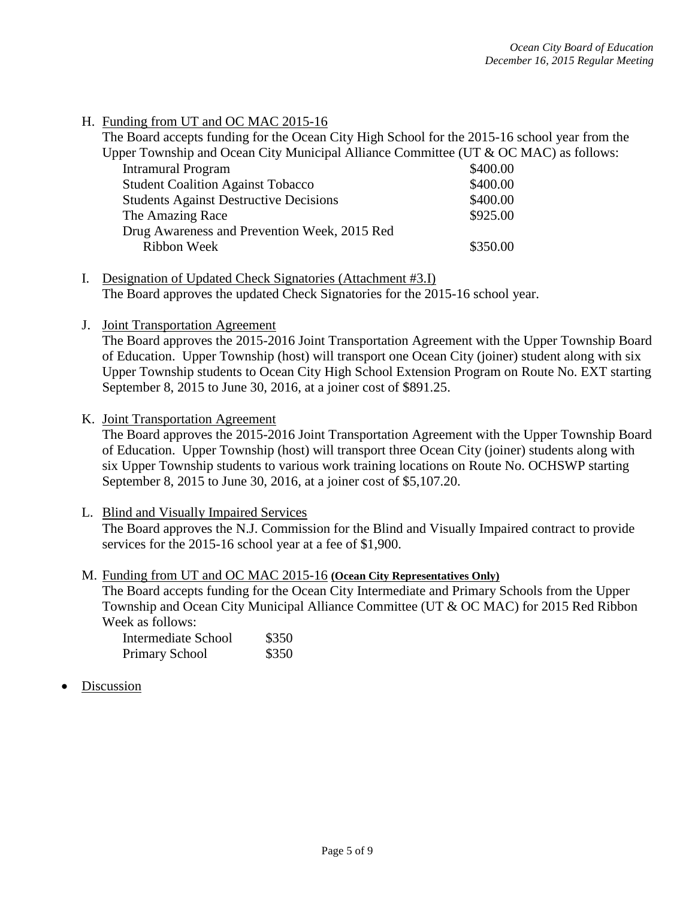H. Funding from UT and OC MAC 2015-16

The Board accepts funding for the Ocean City High School for the 2015-16 school year from the Upper Township and Ocean City Municipal Alliance Committee (UT & OC MAC) as follows:

| | |
|---|---|
| Intramural Program | $400.00 |
| Student Coalition Against Tobacco | $400.00 |
| Students Against Destructive Decisions | $400.00 |
| The Amazing Race | $925.00 |
| Drug Awareness and Prevention Week, 2015 Red Ribbon Week | $350.00 |

I. Designation of Updated Check Signatories (Attachment #3.I)

The Board approves the updated Check Signatories for the 2015-16 school year.

J. Joint Transportation Agreement

The Board approves the 2015-2016 Joint Transportation Agreement with the Upper Township Board of Education. Upper Township (host) will transport one Ocean City (joiner) student along with six Upper Township students to Ocean City High School Extension Program on Route No. EXT starting September 8, 2015 to June 30, 2016, at a joiner cost of $891.25.

K. Joint Transportation Agreement

The Board approves the 2015-2016 Joint Transportation Agreement with the Upper Township Board of Education. Upper Township (host) will transport three Ocean City (joiner) students along with six Upper Township students to various work training locations on Route No. OCHSWP starting September 8, 2015 to June 30, 2016, at a joiner cost of $5,107.20.

L. Blind and Visually Impaired Services

The Board approves the N.J. Commission for the Blind and Visually Impaired contract to provide services for the 2015-16 school year at a fee of $1,900.

M. Funding from UT and OC MAC 2015-16 **(Ocean City Representatives Only)**

The Board accepts funding for the Ocean City Intermediate and Primary Schools from the Upper Township and Ocean City Municipal Alliance Committee (UT & OC MAC) for 2015 Red Ribbon Week as follows:

| | |
|---|---|
| Intermediate School | $350 |
| Primary School | $350 |

- Discussion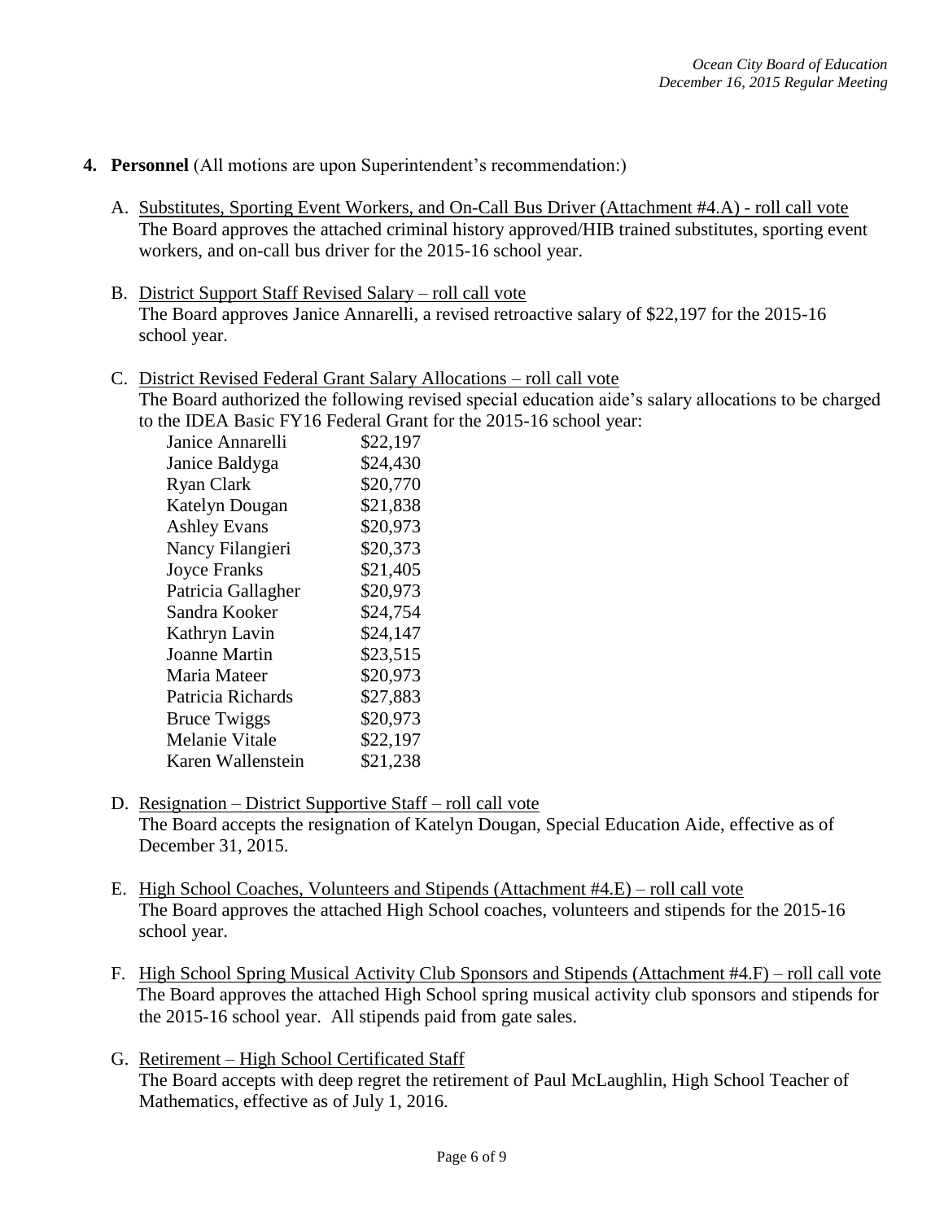**4. Personnel** (All motions are upon Superintendent's recommendation:)

A. Substitutes, Sporting Event Workers, and On-Call Bus Driver (Attachment #4.A) - roll call vote
The Board approves the attached criminal history approved/HIB trained substitutes, sporting event workers, and on-call bus driver for the 2015-16 school year.

B. District Support Staff Revised Salary – roll call vote
The Board approves Janice Annarelli, a revised retroactive salary of $22,197 for the 2015-16 school year.

C. District Revised Federal Grant Salary Allocations – roll call vote
The Board authorized the following revised special education aide's salary allocations to be charged to the IDEA Basic FY16 Federal Grant for the 2015-16 school year:

| | |
|---|---|
| Janice Annarelli | $22,197 |
| Janice Baldyga | $24,430 |
| Ryan Clark | $20,770 |
| Katelyn Dougan | $21,838 |
| Ashley Evans | $20,973 |
| Nancy Filangieri | $20,373 |
| Joyce Franks | $21,405 |
| Patricia Gallagher | $20,973 |
| Sandra Kooker | $24,754 |
| Kathryn Lavin | $24,147 |
| Joanne Martin | $23,515 |
| Maria Mateer | $20,973 |
| Patricia Richards | $27,883 |
| Bruce Twiggs | $20,973 |
| Melanie Vitale | $22,197 |
| Karen Wallenstein | $21,238 |

D. Resignation – District Supportive Staff – roll call vote
The Board accepts the resignation of Katelyn Dougan, Special Education Aide, effective as of December 31, 2015.

E. High School Coaches, Volunteers and Stipends (Attachment #4.E) – roll call vote
The Board approves the attached High School coaches, volunteers and stipends for the 2015-16 school year.

F. High School Spring Musical Activity Club Sponsors and Stipends (Attachment #4.F) – roll call vote
The Board approves the attached High School spring musical activity club sponsors and stipends for the 2015-16 school year. All stipends paid from gate sales.

G. Retirement – High School Certificated Staff
The Board accepts with deep regret the retirement of Paul McLaughlin, High School Teacher of Mathematics, effective as of July 1, 2016.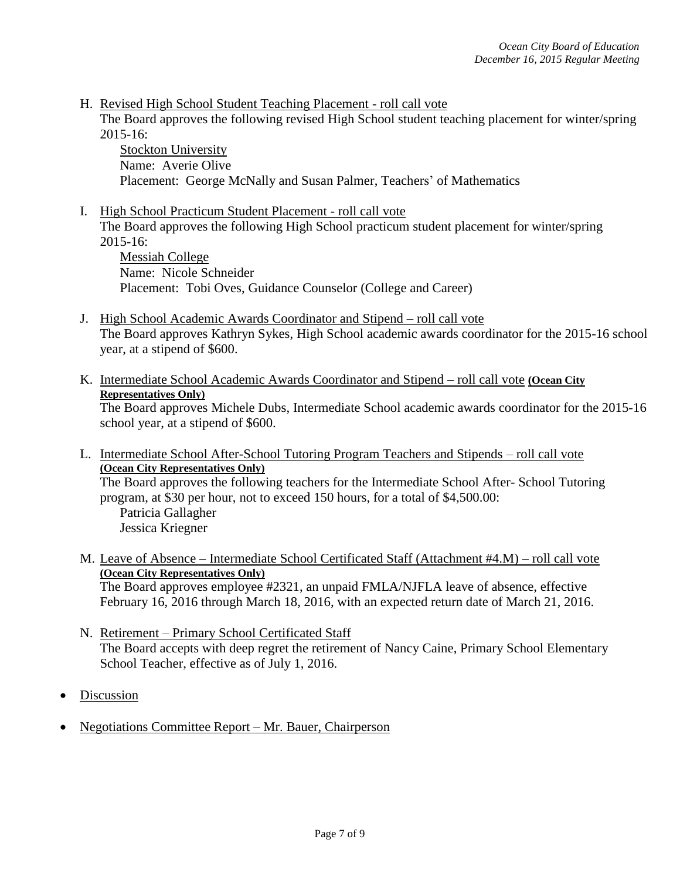H. Revised High School Student Teaching Placement - roll call vote

The Board approves the following revised High School student teaching placement for winter/spring 2015-16:

Stockton University
Name: Averie Olive
Placement: George McNally and Susan Palmer, Teachers' of Mathematics

I. High School Practicum Student Placement - roll call vote

The Board approves the following High School practicum student placement for winter/spring 2015-16:

Messiah College
Name: Nicole Schneider
Placement: Tobi Oves, Guidance Counselor (College and Career)

J. High School Academic Awards Coordinator and Stipend – roll call vote

The Board approves Kathryn Sykes, High School academic awards coordinator for the 2015-16 school year, at a stipend of $600.

K. Intermediate School Academic Awards Coordinator and Stipend – roll call vote **(Ocean City Representatives Only)**

The Board approves Michele Dubs, Intermediate School academic awards coordinator for the 2015-16 school year, at a stipend of $600.

L. Intermediate School After-School Tutoring Program Teachers and Stipends – roll call vote **(Ocean City Representatives Only)**

The Board approves the following teachers for the Intermediate School After- School Tutoring program, at $30 per hour, not to exceed 150 hours, for a total of $4,500.00:

Patricia Gallagher
Jessica Kriegner

M. Leave of Absence – Intermediate School Certificated Staff (Attachment #4.M) – roll call vote **(Ocean City Representatives Only)**

The Board approves employee #2321, an unpaid FMLA/NJFLA leave of absence, effective February 16, 2016 through March 18, 2016, with an expected return date of March 21, 2016.

N. Retirement – Primary School Certificated Staff

The Board accepts with deep regret the retirement of Nancy Caine, Primary School Elementary School Teacher, effective as of July 1, 2016.

- Discussion
- Negotiations Committee Report – Mr. Bauer, Chairperson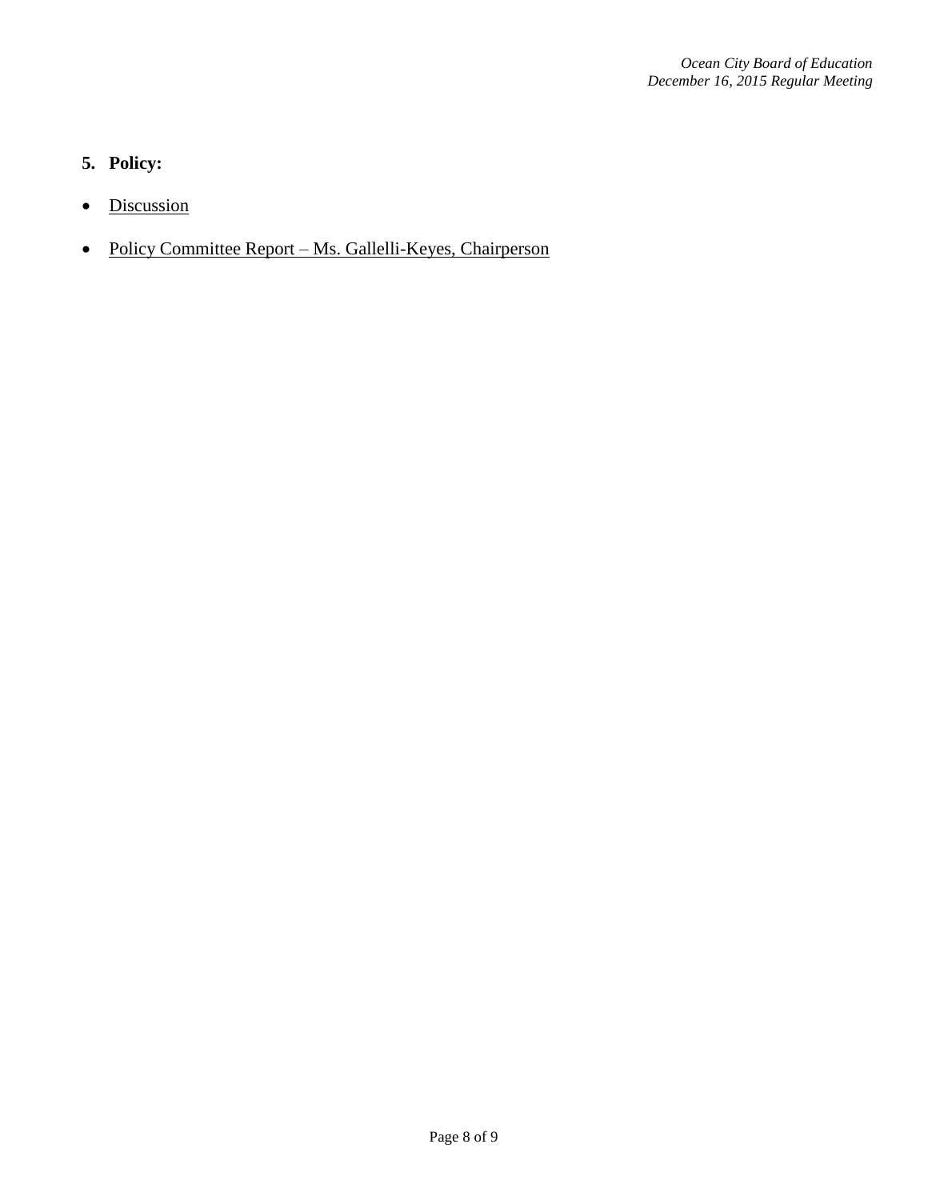5. **Policy:**

- <u>Discussion</u>

- <u>Policy Committee Report – Ms. Gallelli-Keyes, Chairperson</u>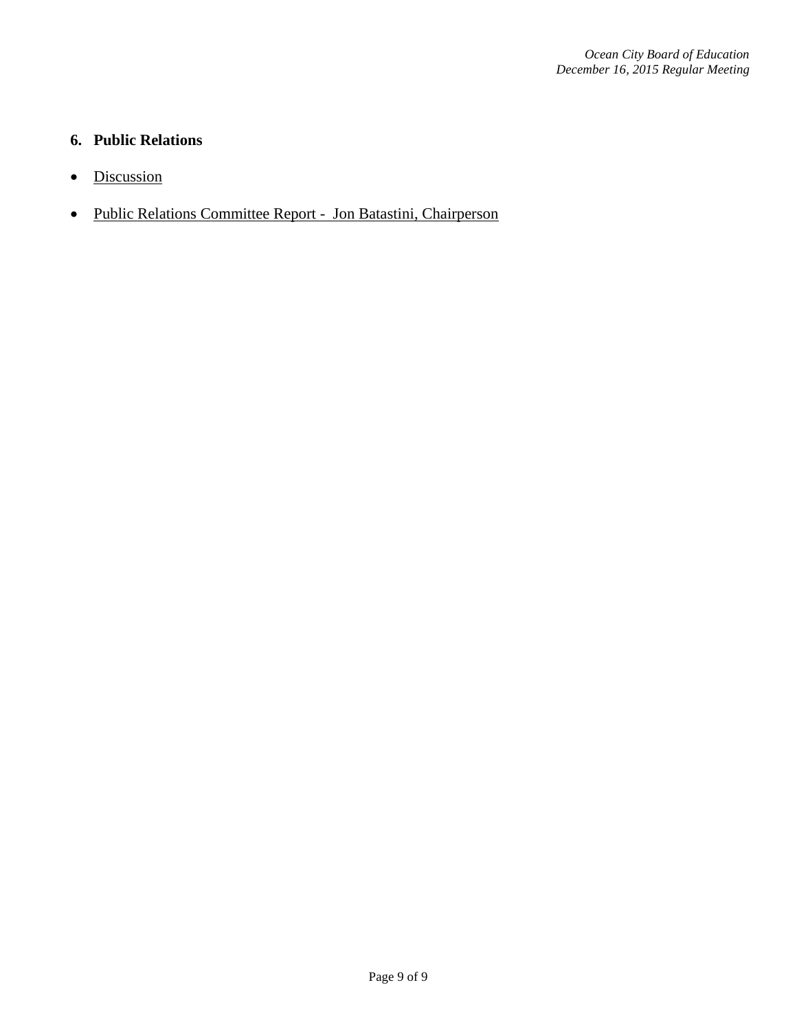## 6. Public Relations

- Discussion

- Public Relations Committee Report - Jon Batastini, Chairperson